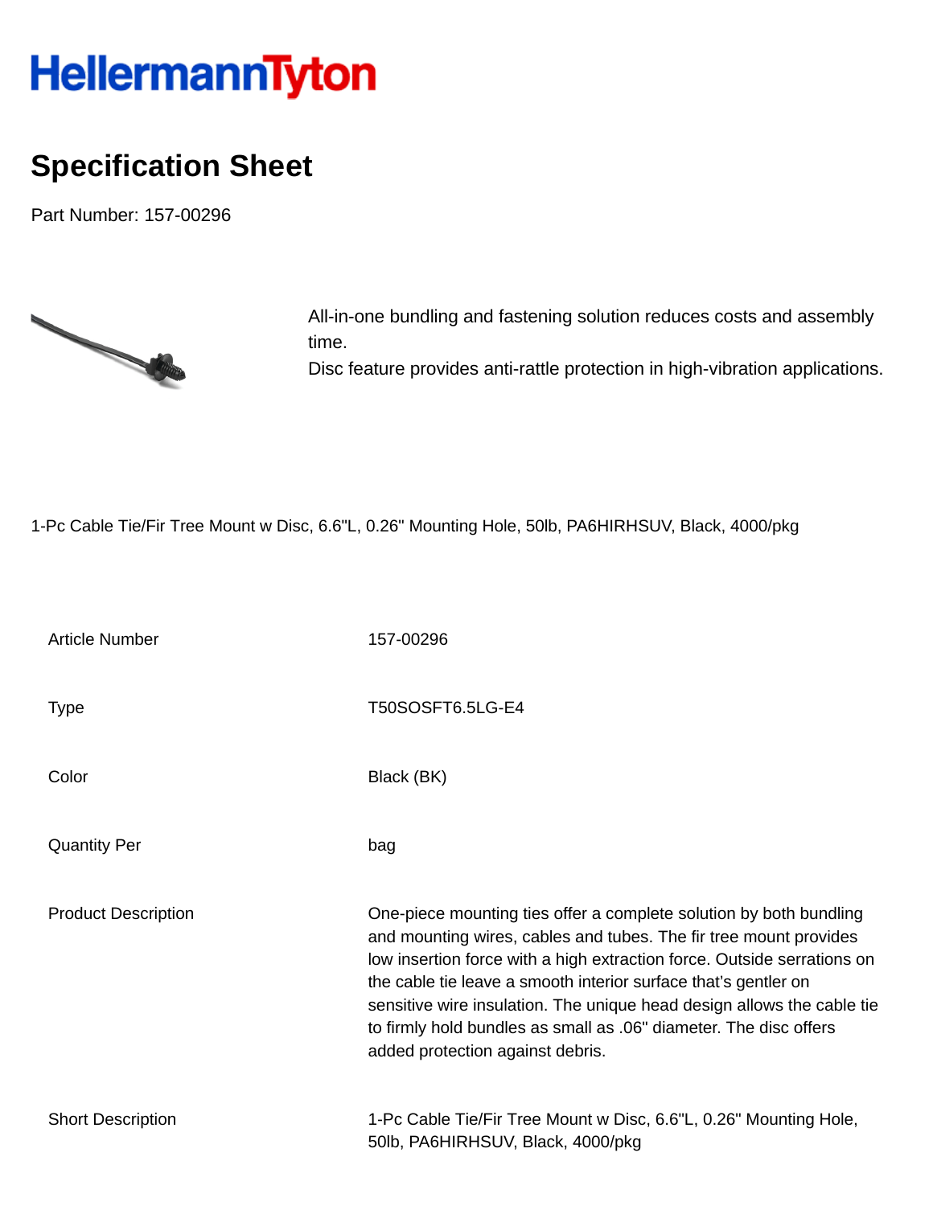# HellermannTyton

## Specification Sheet

Part Number: 157-00296

All-in-one bundling and fastening solution reduces costs and assembly time.
Disc feature provides anti-rattle protection in high-vibration applications.

1-Pc Cable Tie/Fir Tree Mount w Disc, 6.6"L, 0.26" Mounting Hole, 50lb, PA6HIRHSUV, Black, 4000/pkg

| | |
|---|---|
| Article Number | 157-00296 |
| Type | T50SOSFT6.5LG-E4 |
| Color | Black (BK) |
| Quantity Per | bag |
| Product Description | One-piece mounting ties offer a complete solution by both bundling and mounting wires, cables and tubes. The fir tree mount provides low insertion force with a high extraction force. Outside serrations on the cable tie leave a smooth interior surface that's gentler on sensitive wire insulation. The unique head design allows the cable tie to firmly hold bundles as small as .06" diameter. The disc offers added protection against debris. |
| Short Description | 1-Pc Cable Tie/Fir Tree Mount w Disc, 6.6"L, 0.26" Mounting Hole, 50lb, PA6HIRHSUV, Black, 4000/pkg |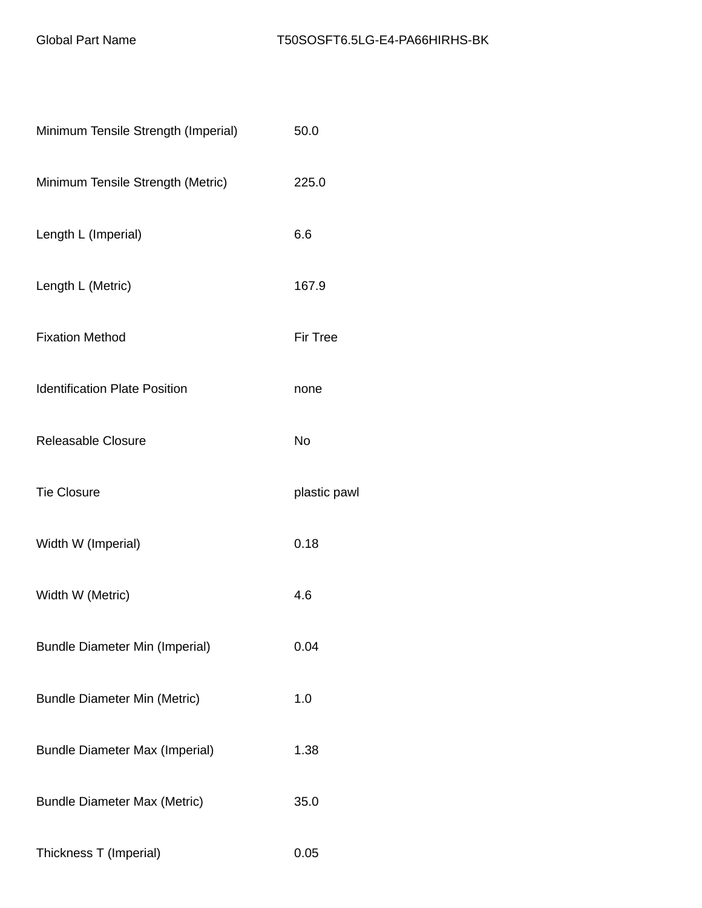| Global Part Name | T50SOSFT6.5LG-E4-PA66HIRHS-BK |
| --- | --- |
| Minimum Tensile Strength (Imperial) | 50.0 |
| Minimum Tensile Strength (Metric) | 225.0 |
| Length L (Imperial) | 6.6 |
| Length L (Metric) | 167.9 |
| Fixation Method | Fir Tree |
| Identification Plate Position | none |
| Releasable Closure | No |
| Tie Closure | plastic pawl |
| Width W (Imperial) | 0.18 |
| Width W (Metric) | 4.6 |
| Bundle Diameter Min (Imperial) | 0.04 |
| Bundle Diameter Min (Metric) | 1.0 |
| Bundle Diameter Max (Imperial) | 1.38 |
| Bundle Diameter Max (Metric) | 35.0 |
| Thickness T (Imperial) | 0.05 |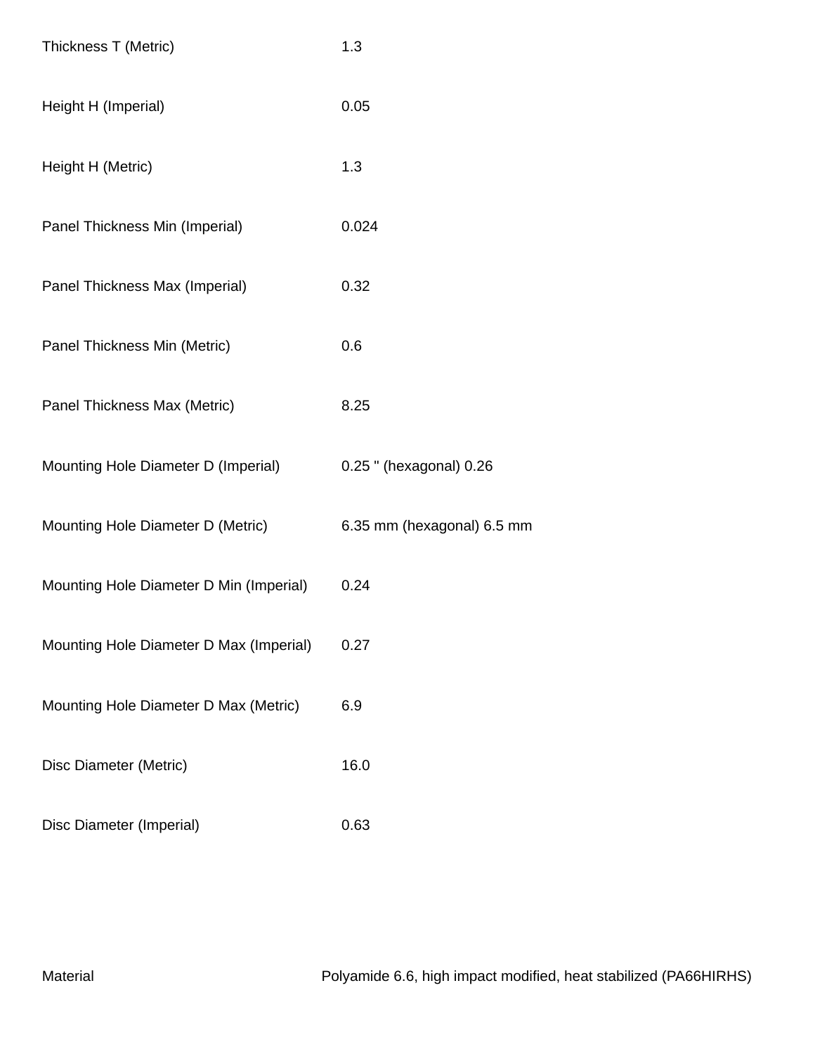| | |
|---|---|
| Thickness T (Metric) | 1.3 |
| Height H (Imperial) | 0.05 |
| Height H (Metric) | 1.3 |
| Panel Thickness Min (Imperial) | 0.024 |
| Panel Thickness Max (Imperial) | 0.32 |
| Panel Thickness Min (Metric) | 0.6 |
| Panel Thickness Max (Metric) | 8.25 |
| Mounting Hole Diameter D (Imperial) | 0.25 " (hexagonal) 0.26 |
| Mounting Hole Diameter D (Metric) | 6.35 mm (hexagonal) 6.5 mm |
| Mounting Hole Diameter D Min (Imperial) | 0.24 |
| Mounting Hole Diameter D Max (Imperial) | 0.27 |
| Mounting Hole Diameter D Max (Metric) | 6.9 |
| Disc Diameter (Metric) | 16.0 |
| Disc Diameter (Imperial) | 0.63 |

| | |
|---|---|
| Material | Polyamide 6.6, high impact modified, heat stabilized (PA66HIRHS) |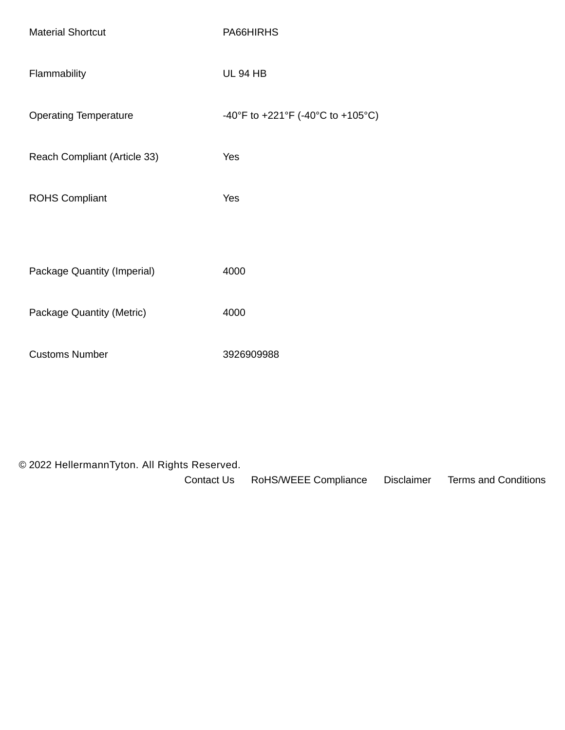| | |
|---|---|
| Material Shortcut | PA66HIRHS |
| Flammability | UL 94 HB |
| Operating Temperature | -40°F to +221°F (-40°C to +105°C) |
| Reach Compliant (Article 33) | Yes |
| ROHS Compliant | Yes |

| | |
|---|---|
| Package Quantity (Imperial) | 4000 |
| Package Quantity (Metric) | 4000 |
| Customs Number | 3926909988 |

© 2022 HellermannTyton. All Rights Reserved.

Contact Us RoHS/WEEE Compliance Disclaimer Terms and Conditions